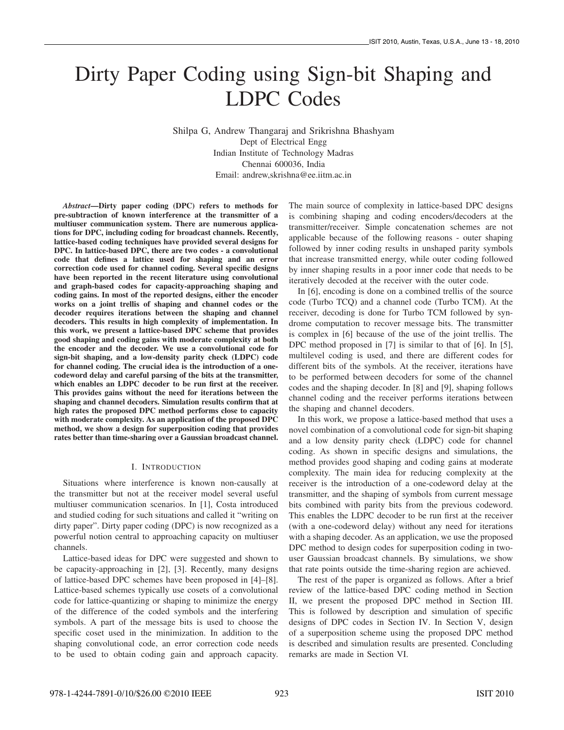# Dirty Paper Coding using Sign-bit Shaping and LDPC Codes

Shilpa G, Andrew Thangaraj and Srikrishna Bhashyam
Dept of Electrical Engg
Indian Institute of Technology Madras
Chennai 600036, India
Email: andrew,skrishna@ee.iitm.ac.in

***Abstract*—Dirty paper coding (DPC) refers to methods for pre-subtraction of known interference at the transmitter of a multiuser communication system. There are numerous applications for DPC, including coding for broadcast channels. Recently, lattice-based coding techniques have provided several designs for DPC. In lattice-based DPC, there are two codes - a convolutional code that defines a lattice used for shaping and an error correction code used for channel coding. Several specific designs have been reported in the recent literature using convolutional and graph-based codes for capacity-approaching shaping and coding gains. In most of the reported designs, either the encoder works on a joint trellis of shaping and channel codes or the decoder requires iterations between the shaping and channel decoders. This results in high complexity of implementation. In this work, we present a lattice-based DPC scheme that provides good shaping and coding gains with moderate complexity at both the encoder and the decoder. We use a convolutional code for sign-bit shaping, and a low-density parity check (LDPC) code for channel coding. The crucial idea is the introduction of a one-codeword delay and careful parsing of the bits at the transmitter, which enables an LDPC decoder to be run first at the receiver. This provides gains without the need for iterations between the shaping and channel decoders. Simulation results confirm that at high rates the proposed DPC method performs close to capacity with moderate complexity. As an application of the proposed DPC method, we show a design for superposition coding that provides rates better than time-sharing over a Gaussian broadcast channel.**

## I. Introduction

Situations where interference is known non-causally at the transmitter but not at the receiver model several useful multiuser communication scenarios. In [1], Costa introduced and studied coding for such situations and called it "writing on dirty paper". Dirty paper coding (DPC) is now recognized as a powerful notion central to approaching capacity on multiuser channels.

Lattice-based ideas for DPC were suggested and shown to be capacity-approaching in [2], [3]. Recently, many designs of lattice-based DPC schemes have been proposed in [4]–[8]. Lattice-based schemes typically use cosets of a convolutional code for lattice-quantizing or shaping to minimize the energy of the difference of the coded symbols and the interfering symbols. A part of the message bits is used to choose the specific coset used in the minimization. In addition to the shaping convolutional code, an error correction code needs to be used to obtain coding gain and approach capacity. The main source of complexity in lattice-based DPC designs is combining shaping and coding encoders/decoders at the transmitter/receiver. Simple concatenation schemes are not applicable because of the following reasons - outer shaping followed by inner coding results in unshaped parity symbols that increase transmitted energy, while outer coding followed by inner shaping results in a poor inner code that needs to be iteratively decoded at the receiver with the outer code.

In [6], encoding is done on a combined trellis of the source code (Turbo TCQ) and a channel code (Turbo TCM). At the receiver, decoding is done for Turbo TCM followed by syndrome computation to recover message bits. The transmitter is complex in [6] because of the use of the joint trellis. The DPC method proposed in [7] is similar to that of [6]. In [5], multilevel coding is used, and there are different codes for different bits of the symbols. At the receiver, iterations have to be performed between decoders for some of the channel codes and the shaping decoder. In [8] and [9], shaping follows channel coding and the receiver performs iterations between the shaping and channel decoders.

In this work, we propose a lattice-based method that uses a novel combination of a convolutional code for sign-bit shaping and a low density parity check (LDPC) code for channel coding. As shown in specific designs and simulations, the method provides good shaping and coding gains at moderate complexity. The main idea for reducing complexity at the receiver is the introduction of a one-codeword delay at the transmitter, and the shaping of symbols from current message bits combined with parity bits from the previous codeword. This enables the LDPC decoder to be run first at the receiver (with a one-codeword delay) without any need for iterations with a shaping decoder. As an application, we use the proposed DPC method to design codes for superposition coding in two-user Gaussian broadcast channels. By simulations, we show that rate points outside the time-sharing region are achieved.

The rest of the paper is organized as follows. After a brief review of the lattice-based DPC coding method in Section II, we present the proposed DPC method in Section III. This is followed by description and simulation of specific designs of DPC codes in Section IV. In Section V, design of a superposition scheme using the proposed DPC method is described and simulation results are presented. Concluding remarks are made in Section VI.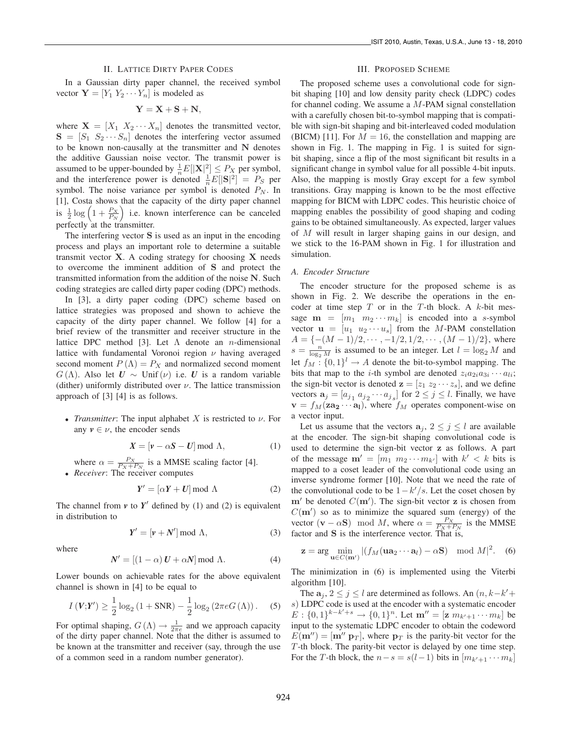## II. Lattice Dirty Paper Codes

In a Gaussian dirty paper channel, the received symbol vector $\mathbf{Y} = [Y_1\ Y_2 \cdots Y_n]$ is modeled as

$$\mathbf{Y} = \mathbf{X} + \mathbf{S} + \mathbf{N},$$

where $\mathbf{X} = [X_1\ X_2 \cdots X_n]$ denotes the transmitted vector, $\mathbf{S} = [S_1\ S_2 \cdots S_n]$ denotes the interfering vector assumed to be known non-causally at the transmitter and $\mathbf{N}$ denotes the additive Gaussian noise vector. The transmit power is assumed to be upper-bounded by $\frac{1}{n}E[|\mathbf{X}|^2] \leq P_X$ per symbol, and the interference power is denoted $\frac{1}{n}E[|\mathbf{S}|^2] = P_S$ per symbol. The noise variance per symbol is denoted $P_N$. In [1], Costa shows that the capacity of the dirty paper channel is $\frac{1}{2}\log\left(1 + \frac{P_X}{P_N}\right)$ i.e. known interference can be canceled perfectly at the transmitter.

The interfering vector $\mathbf{S}$ is used as an input in the encoding process and plays an important role to determine a suitable transmit vector $\mathbf{X}$. A coding strategy for choosing $\mathbf{X}$ needs to overcome the imminent addition of $\mathbf{S}$ and protect the transmitted information from the addition of the noise $\mathbf{N}$. Such coding strategies are called dirty paper coding (DPC) methods.

In [3], a dirty paper coding (DPC) scheme based on lattice strategies was proposed and shown to achieve the capacity of the dirty paper channel. We follow [4] for a brief review of the transmitter and receiver structure in the lattice DPC method [3]. Let $\Lambda$ denote an $n$-dimensional lattice with fundamental Voronoi region $\nu$ having averaged second moment $P(\Lambda) = P_X$ and normalized second moment $G(\Lambda)$. Also let $\boldsymbol{U} \sim \text{Unif}(\nu)$ i.e. $\boldsymbol{U}$ is a random variable (dither) uniformly distributed over $\nu$. The lattice transmission approach of [3] [4] is as follows.

- *Transmitter*: The input alphabet $X$ is restricted to $\nu$. For any $\boldsymbol{v} \in \nu$, the encoder sends

$$\boldsymbol{X} = [\boldsymbol{v} - \alpha \boldsymbol{S} - \boldsymbol{U}] \bmod \Lambda, \tag{1}$$

  where $\alpha = \frac{P_X}{P_X + P_N}$ is a MMSE scaling factor [4].
- *Receiver*: The receiver computes

$$\boldsymbol{Y}' = [\alpha \boldsymbol{Y} + \boldsymbol{U}] \bmod \Lambda \tag{2}$$

The channel from $\boldsymbol{v}$ to $\boldsymbol{Y}'$ defined by (1) and (2) is equivalent in distribution to

$$\boldsymbol{Y}' = [\boldsymbol{v} + \boldsymbol{N}'] \bmod \Lambda, \tag{3}$$

where

$$\boldsymbol{N}' = [(1-\alpha)\boldsymbol{U} + \alpha \boldsymbol{N}] \bmod \Lambda. \tag{4}$$

Lower bounds on achievable rates for the above equivalent channel is shown in [4] to be equal to

$$I(\boldsymbol{V};\boldsymbol{Y}') \geq \frac{1}{2}\log_2(1 + \text{SNR}) - \frac{1}{2}\log_2(2\pi e G(\Lambda)). \tag{5}$$

For optimal shaping, $G(\Lambda) \to \frac{1}{2\pi e}$ and we approach capacity of the dirty paper channel. Note that the dither is assumed to be known at the transmitter and receiver (say, through the use of a common seed in a random number generator).

## III. Proposed Scheme

The proposed scheme uses a convolutional code for sign-bit shaping [10] and low density parity check (LDPC) codes for channel coding. We assume a $M$-PAM signal constellation with a carefully chosen bit-to-symbol mapping that is compatible with sign-bit shaping and bit-interleaved coded modulation (BICM) [11]. For $M = 16$, the constellation and mapping are shown in Fig. 1. The mapping in Fig. 1 is suited for sign-bit shaping, since a flip of the most significant bit results in a significant change in symbol value for all possible 4-bit inputs. Also, the mapping is mostly Gray except for a few symbol transitions. Gray mapping is known to be the most effective mapping for BICM with LDPC codes. This heuristic choice of mapping enables the possibility of good shaping and coding gains to be obtained simultaneously. As expected, larger values of $M$ will result in larger shaping gains in our design, and we stick to the 16-PAM shown in Fig. 1 for illustration and simulation.

### A. Encoder Structure

The encoder structure for the proposed scheme is as shown in Fig. 2. We describe the operations in the encoder at time step $T$ or in the $T$-th block. A $k$-bit message $\mathbf{m} = [m_1\ m_2 \cdots m_k]$ is encoded into a $s$-symbol vector $\mathbf{u} = [u_1\ u_2 \cdots u_s]$ from the $M$-PAM constellation $A = \{-(M-1)/2, \cdots, -1/2, 1/2, \cdots, (M-1)/2\}$, where $s = \frac{n}{\log_2 M}$ is assumed to be an integer. Let $l = \log_2 M$ and let $f_M : \{0,1\}^l \to A$ denote the bit-to-symbol mapping. The bits that map to the $i$-th symbol are denoted $z_i a_{2i} a_{3i} \cdots a_{li}$; the sign-bit vector is denoted $\mathbf{z} = [z_1\ z_2 \cdots z_s]$, and we define vectors $\mathbf{a}_j = [a_{j_1}\ a_{j_2} \cdots a_{j_s}]$ for $2 \leq j \leq l$. Finally, we have $\mathbf{v} = f_M(\mathbf{z}\mathbf{a_2} \cdots \mathbf{a_l})$, where $f_M$ operates component-wise on a vector input.

Let us assume that the vectors $\mathbf{a}_j$, $2 \leq j \leq l$ are available at the encoder. The sign-bit shaping convolutional code is used to determine the sign-bit vector $\mathbf{z}$ as follows. A part of the message $\mathbf{m}' = [m_1\ m_2 \cdots m_{k'}]$ with $k' < k$ bits is mapped to a coset leader of the convolutional code using an inverse syndrome former [10]. Note that we need the rate of the convolutional code to be $1 - k'/s$. Let the coset chosen by $\mathbf{m}'$ be denoted $C(\mathbf{m}')$. The sign-bit vector $\mathbf{z}$ is chosen from $C(\mathbf{m}')$ so as to minimize the squared sum (energy) of the vector $(\mathbf{v} - \alpha\mathbf{S}) \mod M$, where $\alpha = \frac{P_X}{P_X + P_N}$ is the MMSE factor and $\mathbf{S}$ is the interference vector. That is,

$$\mathbf{z} = \arg \min_{\mathbf{u} \in C(\mathbf{m}')} |(f_M(\mathbf{u}\mathbf{a}_2 \cdots \mathbf{a}_l) - \alpha\mathbf{S}) \mod M|^2. \tag{6}$$

The minimization in (6) is implemented using the Viterbi algorithm [10].

The $\mathbf{a}_j$, $2 \leq j \leq l$ are determined as follows. An $(n, k - k' + s)$ LDPC code is used at the encoder with a systematic encoder $E : \{0,1\}^{k-k'+s} \to \{0,1\}^n$. Let $\mathbf{m}'' = [\mathbf{z}\ m_{k'+1} \cdots m_k]$ be input to the systematic LDPC encoder to obtain the codeword $E(\mathbf{m}'') = [\mathbf{m}''\ \mathbf{p}_T]$, where $\mathbf{p}_T$ is the parity-bit vector for the $T$-th block. The parity-bit vector is delayed by one time step. For the $T$-th block, the $n - s = s(l-1)$ bits in $[m_{k'+1} \cdots m_k]$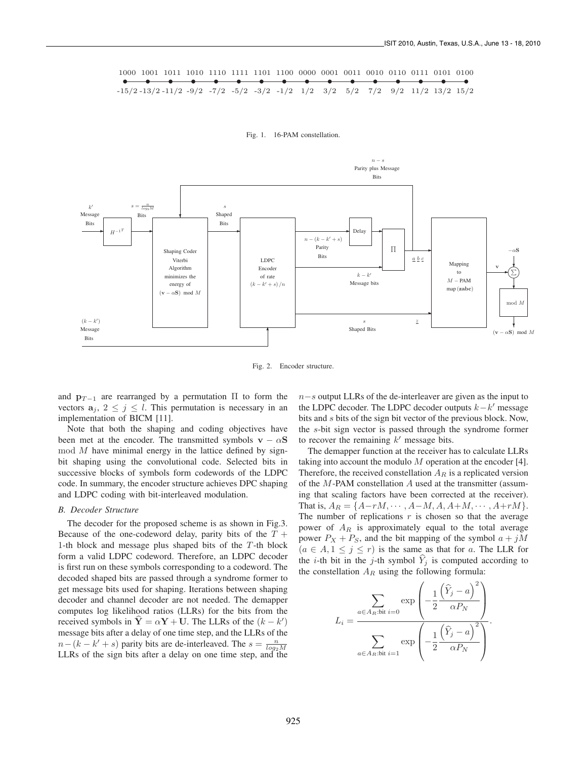1000 1001 1011 1010 1110 1111 1101 1100 0000 0001 0011 0010 0110 0111 0101 0100

-15/2 -13/2 -11/2 -9/2 -7/2 -5/2 -3/2 -1/2 1/2 3/2 5/2 7/2 9/2 11/2 13/2 15/2

Fig. 1. 16-PAM constellation.

Fig. 2. Encoder structure.

and $\mathbf{p}_{T-1}$ are rearranged by a permutation $\Pi$ to form the vectors $\mathbf{a}_j$, $2 \leq j \leq l$. This permutation is necessary in an implementation of BICM [11].

Note that both the shaping and coding objectives have been met at the encoder. The transmitted symbols $\mathbf{v} - \alpha\mathbf{S} \mod M$ have minimal energy in the lattice defined by sign-bit shaping using the convolutional code. Selected bits in successive blocks of symbols form codewords of the LDPC code. In summary, the encoder structure achieves DPC shaping and LDPC coding with bit-interleaved modulation.

### *B. Decoder Structure*

The decoder for the proposed scheme is as shown in Fig.3. Because of the one-codeword delay, parity bits of the $T+1$-th block and message plus shaped bits of the $T$-th block form a valid LDPC codeword. Therefore, an LDPC decoder is first run on these symbols corresponding to a codeword. The decoded shaped bits are passed through a syndrome former to get message bits used for shaping. Iterations between shaping decoder and channel decoder are not needed. The demapper computes log likelihood ratios (LLRs) for the bits from the received symbols in $\widehat{\mathbf{Y}} = \alpha\mathbf{Y} + \mathbf{U}$. The LLRs of the $(k-k')$ message bits after a delay of one time step, and the LLRs of the $n-(k-k'+s)$ parity bits are de-interleaved. The $s = \frac{n}{log_2 M}$ LLRs of the sign bits after a delay on one time step, and the $n-s$ output LLRs of the de-interleaver are given as the input to the LDPC decoder. The LDPC decoder outputs $k-k'$ message bits and $s$ bits of the sign bit vector of the previous block. Now, the $s$-bit sign vector is passed through the syndrome former to recover the remaining $k'$ message bits.

The demapper function at the receiver has to calculate LLRs taking into account the modulo $M$ operation at the encoder [4]. Therefore, the received constellation $A_R$ is a replicated version of the $M$-PAM constellation $A$ used at the transmitter (assuming that scaling factors have been corrected at the receiver). That is, $A_R = \{A-rM, \cdots, A-M, A, A+M, \cdots, A+rM\}$. The number of replications $r$ is chosen so that the average power of $A_R$ is approximately equal to the total average power $P_X + P_S$, and the bit mapping of the symbol $a + jM$ ($a \in A, 1 \leq j \leq r$) is the same as that for $a$. The LLR for the $i$-th bit in the $j$-th symbol $\widehat{Y}_j$ is computed according to the constellation $A_R$ using the following formula:

$$L_i = \frac{\displaystyle\sum_{a \in A_R:\text{bit } i=0} \exp\left(-\frac{1}{2}\frac{\left(\widehat{Y}_j - a\right)^2}{\alpha P_N}\right)}{\displaystyle\sum_{a \in A_R:\text{bit } i=1} \exp\left(-\frac{1}{2}\frac{\left(\widehat{Y}_j - a\right)^2}{\alpha P_N}\right)}.$$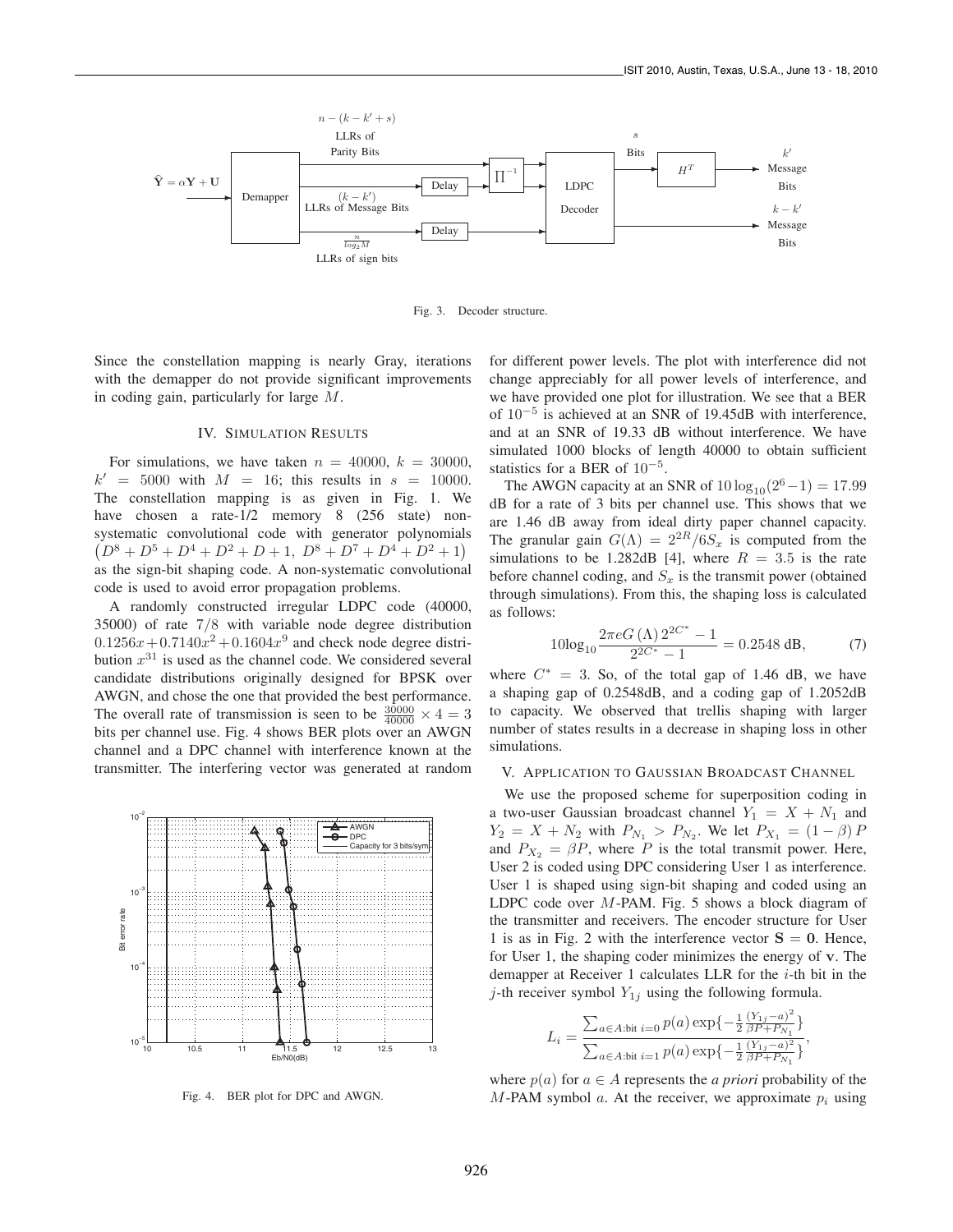Fig. 3. Decoder structure.

Since the constellation mapping is nearly Gray, iterations with the demapper do not provide significant improvements in coding gain, particularly for large $M$.

## IV. Simulation Results

For simulations, we have taken $n = 40000$, $k = 30000$, $k' = 5000$ with $M = 16$; this results in $s = 10000$. The constellation mapping is as given in Fig. 1. We have chosen a rate-1/2 memory 8 (256 state) non-systematic convolutional code with generator polynomials $(D^8 + D^5 + D^4 + D^2 + D + 1,\ D^8 + D^7 + D^4 + D^2 + 1)$ as the sign-bit shaping code. A non-systematic convolutional code is used to avoid error propagation problems.

A randomly constructed irregular LDPC code (40000, 35000) of rate 7/8 with variable node degree distribution $0.1256x + 0.7140x^2 + 0.1604x^9$ and check node degree distribution $x^{31}$ is used as the channel code. We considered several candidate distributions originally designed for BPSK over AWGN, and chose the one that provided the best performance. The overall rate of transmission is seen to be $\frac{30000}{40000} \times 4 = 3$ bits per channel use. Fig. 4 shows BER plots over an AWGN channel and a DPC channel with interference known at the transmitter. The interfering vector was generated at random for different power levels. The plot with interference did not change appreciably for all power levels of interference, and we have provided one plot for illustration. We see that a BER of $10^{-5}$ is achieved at an SNR of 19.45dB with interference, and at an SNR of 19.33 dB without interference. We have simulated 1000 blocks of length 40000 to obtain sufficient statistics for a BER of $10^{-5}$.

Fig. 4. BER plot for DPC and AWGN.

The AWGN capacity at an SNR of $10\log_{10}(2^6 - 1) = 17.99$ dB for a rate of 3 bits per channel use. This shows that we are 1.46 dB away from ideal dirty paper channel capacity. The granular gain $G(\Lambda) = 2^{2R}/6S_x$ is computed from the simulations to be 1.282dB [4], where $R = 3.5$ is the rate before channel coding, and $S_x$ is the transmit power (obtained through simulations). From this, the shaping loss is calculated as follows:

$$10\log_{10} \frac{2\pi e G(\Lambda)\, 2^{2C^*} - 1}{2^{2C^*} - 1} = 0.2548 \text{ dB}, \qquad (7)$$

where $C^* = 3$. So, of the total gap of 1.46 dB, we have a shaping gap of 0.2548dB, and a coding gap of 1.2052dB to capacity. We observed that trellis shaping with larger number of states results in a decrease in shaping loss in other simulations.

## V. Application to Gaussian Broadcast Channel

We use the proposed scheme for superposition coding in a two-user Gaussian broadcast channel $Y_1 = X + N_1$ and $Y_2 = X + N_2$ with $P_{N_1} > P_{N_2}$. We let $P_{X_1} = (1 - \beta) P$ and $P_{X_2} = \beta P$, where $P$ is the total transmit power. Here, User 2 is coded using DPC considering User 1 as interference. User 1 is shaped using sign-bit shaping and coded using an LDPC code over $M$-PAM. Fig. 5 shows a block diagram of the transmitter and receivers. The encoder structure for User 1 is as in Fig. 2 with the interference vector $\mathbf{S} = \mathbf{0}$. Hence, for User 1, the shaping coder minimizes the energy of $\mathbf{v}$. The demapper at Receiver 1 calculates LLR for the $i$-th bit in the $j$-th receiver symbol $Y_{1j}$ using the following formula.

$$L_i = \frac{\sum_{a \in A:\text{bit } i=0} p(a) \exp\{-\frac{1}{2}\frac{(Y_{1j} - a)^2}{\beta P + P_{N_1}}\}}{\sum_{a \in A:\text{bit } i=1} p(a) \exp\{-\frac{1}{2}\frac{(Y_{1j} - a)^2}{\beta P + P_{N_1}}\}},$$

where $p(a)$ for $a \in A$ represents the *a priori* probability of the $M$-PAM symbol $a$. At the receiver, we approximate $p_i$ using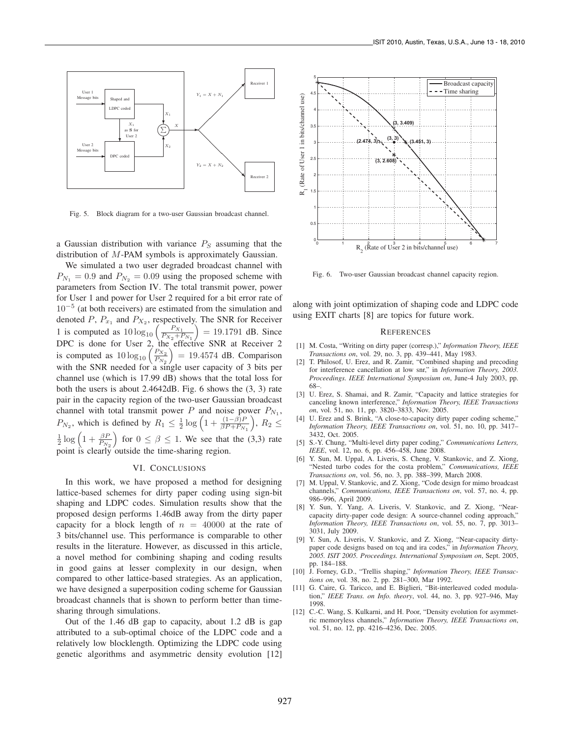User 1
Message bits

Shaped and
LDPC coded

$X_1$
as **S** for
User 2

User 2
Message bits

DPC coded

$X_1$

$X_2$

$X$

$Y_1 = X + N_1$

$Y_2 = X + N_2$

Receiver 1

Receiver 2

Fig. 5. Block diagram for a two-user Gaussian broadcast channel.

a Gaussian distribution with variance $P_S$ assuming that the distribution of $M$-PAM symbols is approximately Gaussian.

We simulated a two user degraded broadcast channel with $P_{N_1} = 0.9$ and $P_{N_2} = 0.09$ using the proposed scheme with parameters from Section IV. The total transmit power, power for User 1 and power for User 2 required for a bit error rate of $10^{-5}$ (at both receivers) are estimated from the simulation and denoted $P$, $P_{x_1}$ and $P_{X_2}$, respectively. The SNR for Receiver 1 is computed as $10 \log_{10} \left( \frac{P_{X_1}}{P_{X_2} + P_{N_1}} \right) = 19.1791$ dB. Since DPC is done for User 2, the effective SNR at Receiver 2 is computed as $10 \log_{10} \left( \frac{P_{X_2}}{P_{N_2}} \right) = 19.4574$ dB. Comparison with the SNR needed for a single user capacity of 3 bits per channel use (which is 17.99 dB) shows that the total loss for both the users is about 2.4642dB. Fig. 6 shows the (3, 3) rate pair in the capacity region of the two-user Gaussian broadcast channel with total transmit power $P$ and noise power $P_{N_1}$, $P_{N_2}$, which is defined by $R_1 \leq \frac{1}{2} \log \left( 1 + \frac{(1-\beta)P}{\beta P + P_{N_1}} \right)$, $R_2 \leq \frac{1}{2} \log \left( 1 + \frac{\beta P}{P_{N_2}} \right)$ for $0 \leq \beta \leq 1$. We see that the (3,3) rate point is clearly outside the time-sharing region.

Broadcast capacity
Time sharing
(3, 3.409)
(2.474, 3)
(3, 3)
(3.451, 3)
(3, 2.608)
$R_1$ (Rate of User 1 in bits/channel use)
$R_2$ (Rate of User 2 in bits/channel use)

Fig. 6. Two-user Gaussian broadcast channel capacity region.

## VI. Conclusions

In this work, we have proposed a method for designing lattice-based schemes for dirty paper coding using sign-bit shaping and LDPC codes. Simulation results show that the proposed design performs 1.46dB away from the dirty paper capacity for a block length of $n = 40000$ at the rate of 3 bits/channel use. This performance is comparable to other results in the literature. However, as discussed in this article, a novel method for combining shaping and coding results in good gains at lesser complexity in our design, when compared to other lattice-based strategies. As an application, we have designed a superposition coding scheme for Gaussian broadcast channels that is shown to perform better than time-sharing through simulations.

Out of the 1.46 dB gap to capacity, about 1.2 dB is gap attributed to a sub-optimal choice of the LDPC code and a relatively low blocklength. Optimizing the LDPC code using genetic algorithms and asymmetric density evolution [12] along with joint optimization of shaping code and LDPC code using EXIT charts [8] are topics for future work.

## References

[1] M. Costa, "Writing on dirty paper (corresp.)," *Information Theory, IEEE Transactions on*, vol. 29, no. 3, pp. 439–441, May 1983.

[2] T. Philosof, U. Erez, and R. Zamir, "Combined shaping and precoding for interference cancellation at low snr," in *Information Theory, 2003. Proceedings. IEEE International Symposium on*, June-4 July 2003, pp. 68–.

[3] U. Erez, S. Shamai, and R. Zamir, "Capacity and lattice strategies for canceling known interference," *Information Theory, IEEE Transactions on*, vol. 51, no. 11, pp. 3820–3833, Nov. 2005.

[4] U. Erez and S. Brink, "A close-to-capacity dirty paper coding scheme," *Information Theory, IEEE Transactions on*, vol. 51, no. 10, pp. 3417–3432, Oct. 2005.

[5] S.-Y. Chung, "Multi-level dirty paper coding," *Communications Letters, IEEE*, vol. 12, no. 6, pp. 456–458, June 2008.

[6] Y. Sun, M. Uppal, A. Liveris, S. Cheng, V. Stankovic, and Z. Xiong, "Nested turbo codes for the costa problem," *Communications, IEEE Transactions on*, vol. 56, no. 3, pp. 388–399, March 2008.

[7] M. Uppal, V. Stankovic, and Z. Xiong, "Code design for mimo broadcast channels," *Communications, IEEE Transactions on*, vol. 57, no. 4, pp. 986–996, April 2009.

[8] Y. Sun, Y. Yang, A. Liveris, V. Stankovic, and Z. Xiong, "Near-capacity dirty-paper code design: A source-channel coding approach," *Information Theory, IEEE Transactions on*, vol. 55, no. 7, pp. 3013–3031, July 2009.

[9] Y. Sun, A. Liveris, V. Stankovic, and Z. Xiong, "Near-capacity dirty-paper code designs based on tcq and ira codes," in *Information Theory, 2005. ISIT 2005. Proceedings. International Symposium on*, Sept. 2005, pp. 184–188.

[10] J. Forney, G.D., "Trellis shaping," *Information Theory, IEEE Transactions on*, vol. 38, no. 2, pp. 281–300, Mar 1992.

[11] G. Caire, G. Taricco, and E. Biglieri, "Bit-interleaved coded modulation," *IEEE Trans. on Info. theory*, vol. 44, no. 3, pp. 927–946, May 1998.

[12] C.-C. Wang, S. Kulkarni, and H. Poor, "Density evolution for asymmetric memoryless channels," *Information Theory, IEEE Transactions on*, vol. 51, no. 12, pp. 4216–4236, Dec. 2005.